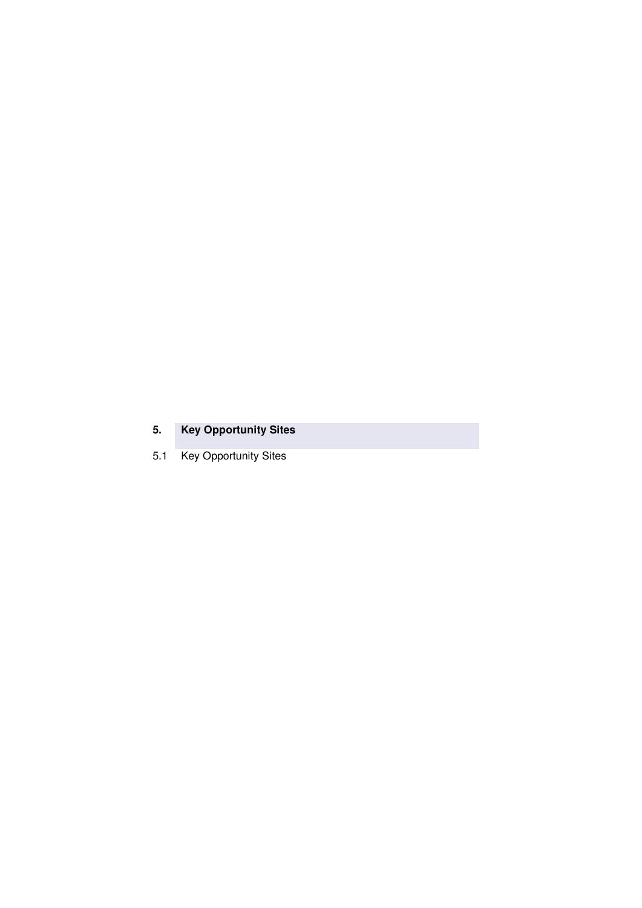## 5. Key Opportunity Sites

5.1 Key Opportunity Sites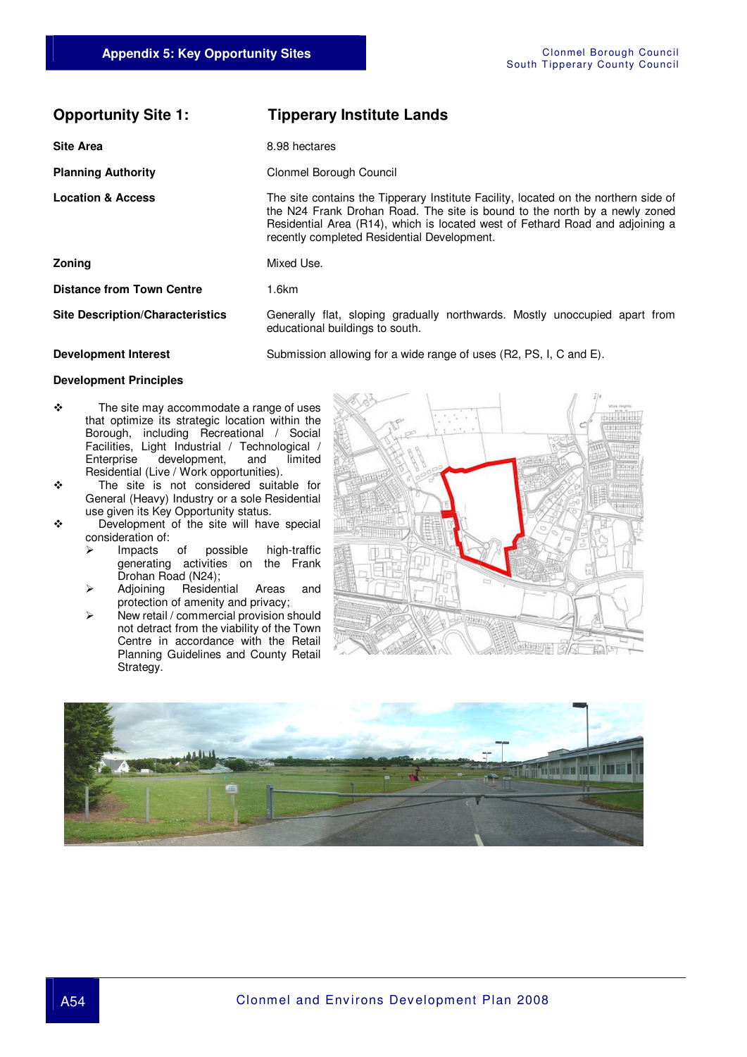## Opportunity Site 1: Tipperary Institute Lands

| | |
|---|---|
| **Site Area** | 8.98 hectares |
| **Planning Authority** | Clonmel Borough Council |
| **Location & Access** | The site contains the Tipperary Institute Facility, located on the northern side of the N24 Frank Drohan Road. The site is bound to the north by a newly zoned Residential Area (R14), which is located west of Fethard Road and adjoining a recently completed Residential Development. |
| **Zoning** | Mixed Use. |
| **Distance from Town Centre** | 1.6km |
| **Site Description/Characteristics** | Generally flat, sloping gradually northwards. Mostly unoccupied apart from educational buildings to south. |
| **Development Interest** | Submission allowing for a wide range of uses (R2, PS, I, C and E). |

**Development Principles**

- The site may accommodate a range of uses that optimize its strategic location within the Borough, including Recreational / Social Facilities, Light Industrial / Technological / Enterprise development, and limited Residential (Live / Work opportunities).
- The site is not considered suitable for General (Heavy) Industry or a sole Residential use given its Key Opportunity status.
- Development of the site will have special consideration of:
  - Impacts of possible high-traffic generating activities on the Frank Drohan Road (N24);
  - Adjoining Residential Areas and protection of amenity and privacy;
  - New retail / commercial provision should not detract from the viability of the Town Centre in accordance with the Retail Planning Guidelines and County Retail Strategy.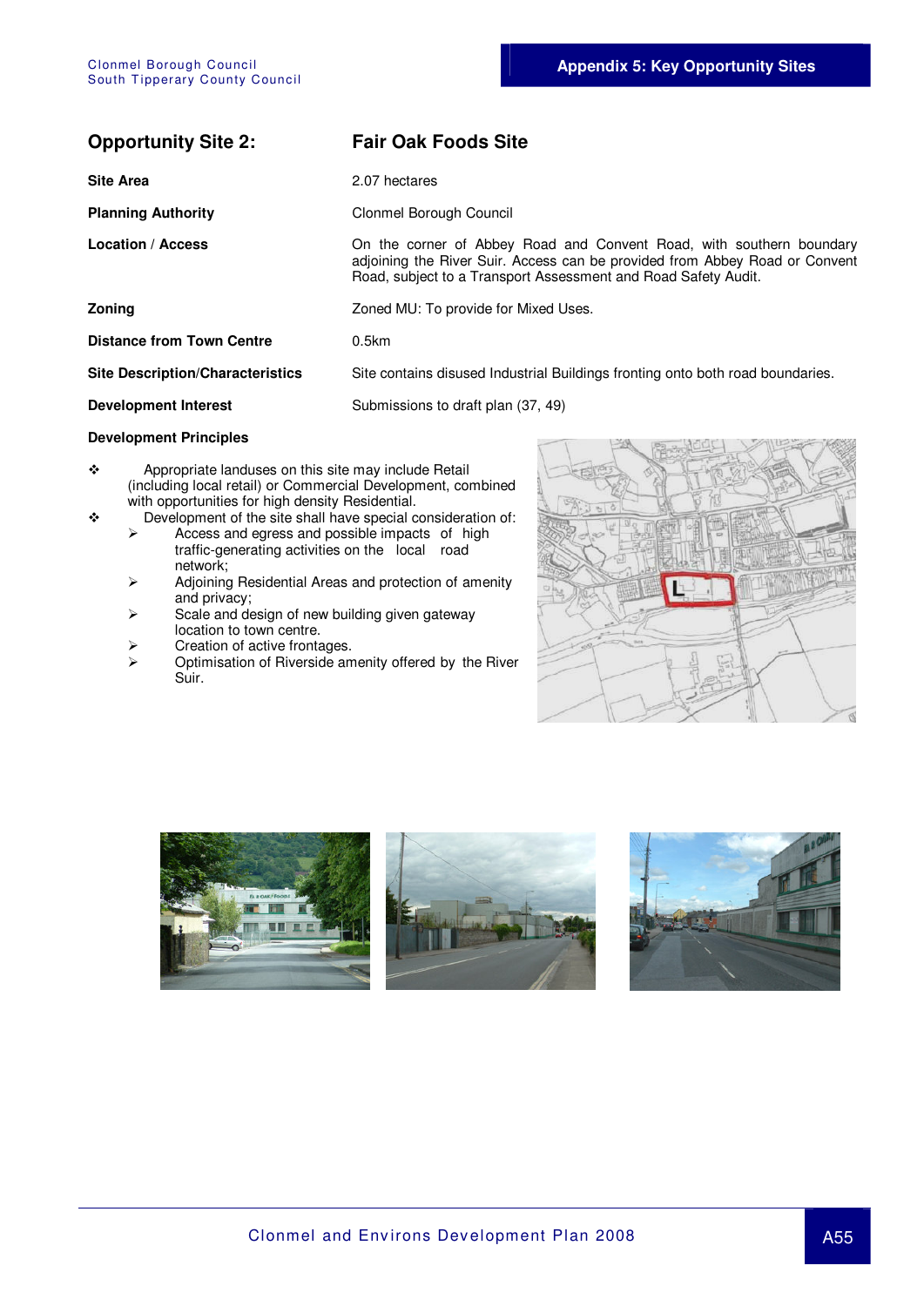## Opportunity Site 2: Fair Oak Foods Site

| | |
|---|---|
| **Site Area** | 2.07 hectares |
| **Planning Authority** | Clonmel Borough Council |
| **Location / Access** | On the corner of Abbey Road and Convent Road, with southern boundary adjoining the River Suir. Access can be provided from Abbey Road or Convent Road, subject to a Transport Assessment and Road Safety Audit. |
| **Zoning** | Zoned MU: To provide for Mixed Uses. |
| **Distance from Town Centre** | 0.5km |
| **Site Description/Characteristics** | Site contains disused Industrial Buildings fronting onto both road boundaries. |
| **Development Interest** | Submissions to draft plan (37, 49) |

**Development Principles**

- Appropriate landuses on this site may include Retail (including local retail) or Commercial Development, combined with opportunities for high density Residential.
- Development of the site shall have special consideration of:
  - Access and egress and possible impacts of high traffic-generating activities on the local road network;
  - Adjoining Residential Areas and protection of amenity and privacy;
  - Scale and design of new building given gateway location to town centre.
  - Creation of active frontages.
  - Optimisation of Riverside amenity offered by the River Suir.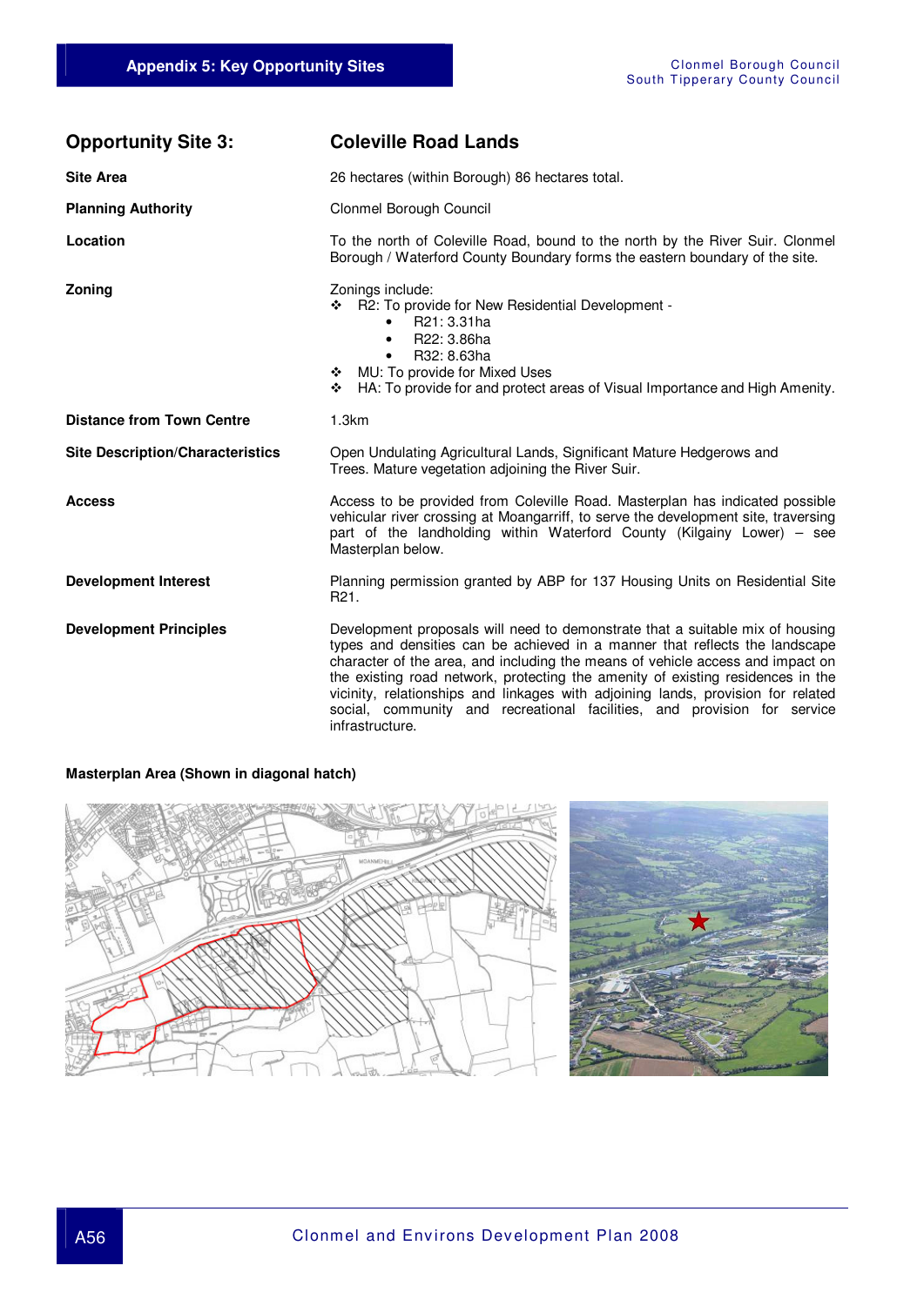## Opportunity Site 3: Coleville Road Lands

**Site Area**

26 hectares (within Borough) 86 hectares total.

**Planning Authority**

Clonmel Borough Council

**Location**

To the north of Coleville Road, bound to the north by the River Suir. Clonmel Borough / Waterford County Boundary forms the eastern boundary of the site.

**Zoning**

Zonings include:

- R2: To provide for New Residential Development -
  - R21: 3.31ha
  - R22: 3.86ha
  - R32: 8.63ha
- MU: To provide for Mixed Uses
- HA: To provide for and protect areas of Visual Importance and High Amenity.

**Distance from Town Centre**

1.3km

**Site Description/Characteristics**

Open Undulating Agricultural Lands, Significant Mature Hedgerows and Trees. Mature vegetation adjoining the River Suir.

**Access**

Access to be provided from Coleville Road. Masterplan has indicated possible vehicular river crossing at Moangarriff, to serve the development site, traversing part of the landholding within Waterford County (Kilgainy Lower) – see Masterplan below.

**Development Interest**

Planning permission granted by ABP for 137 Housing Units on Residential Site R21.

**Development Principles**

Development proposals will need to demonstrate that a suitable mix of housing types and densities can be achieved in a manner that reflects the landscape character of the area, and including the means of vehicle access and impact on the existing road network, protecting the amenity of existing residences in the vicinity, relationships and linkages with adjoining lands, provision for related social, community and recreational facilities, and provision for service infrastructure.

**Masterplan Area (Shown in diagonal hatch)**